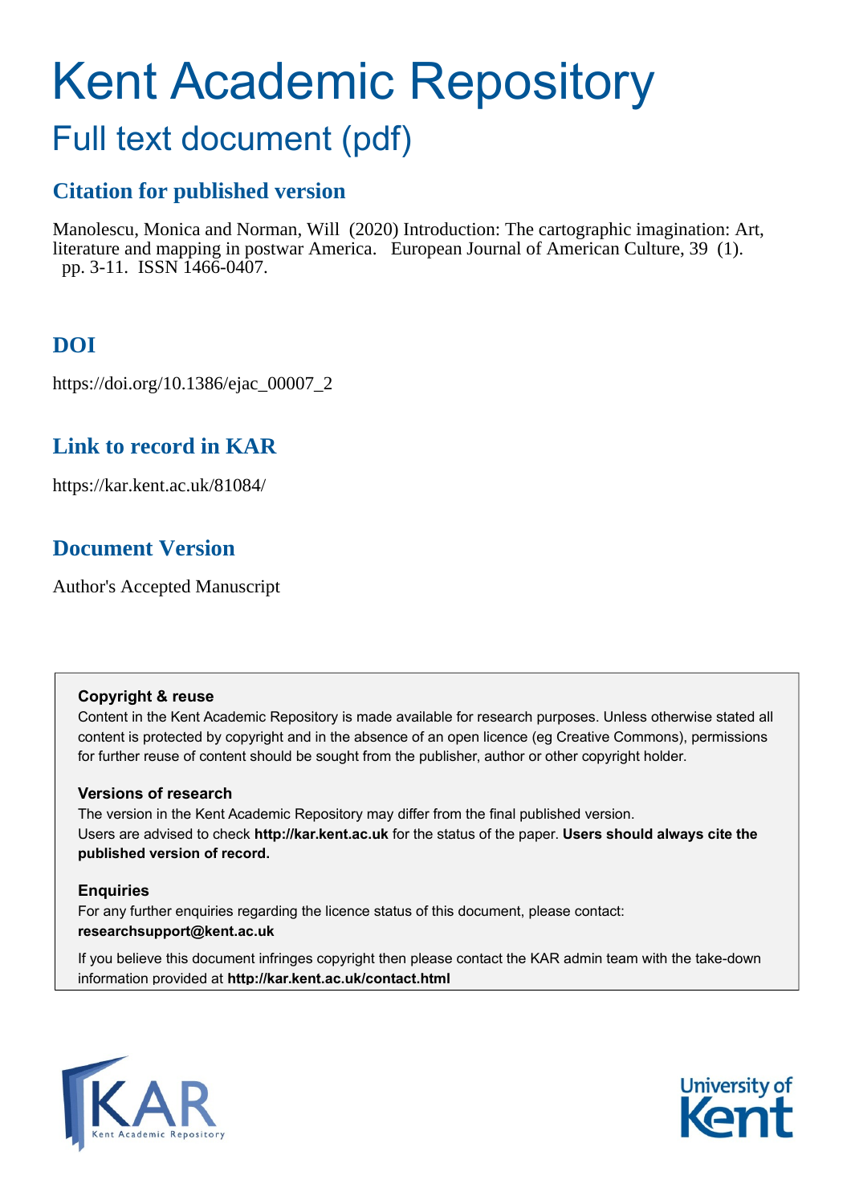# Kent Academic Repository

## Full text document (pdf)

### Citation for published version

Manolescu, Monica and Norman, Will (2020) Introduction: The cartographic imagination: Art, literature and mapping in postwar America. European Journal of American Culture, 39 (1). pp. 3-11. ISSN 1466-0407.

### DOI

https://doi.org/10.1386/ejac_00007_2

### Link to record in KAR

https://kar.kent.ac.uk/81084/

### Document Version

Author's Accepted Manuscript

**Copyright & reuse**

Content in the Kent Academic Repository is made available for research purposes. Unless otherwise stated all content is protected by copyright and in the absence of an open licence (eg Creative Commons), permissions for further reuse of content should be sought from the publisher, author or other copyright holder.

**Versions of research**

The version in the Kent Academic Repository may differ from the final published version. Users are advised to check **http://kar.kent.ac.uk** for the status of the paper. **Users should always cite the published version of record.**

**Enquiries**

For any further enquiries regarding the licence status of this document, please contact: **researchsupport@kent.ac.uk**

If you believe this document infringes copyright then please contact the KAR admin team with the take-down information provided at **http://kar.kent.ac.uk/contact.html**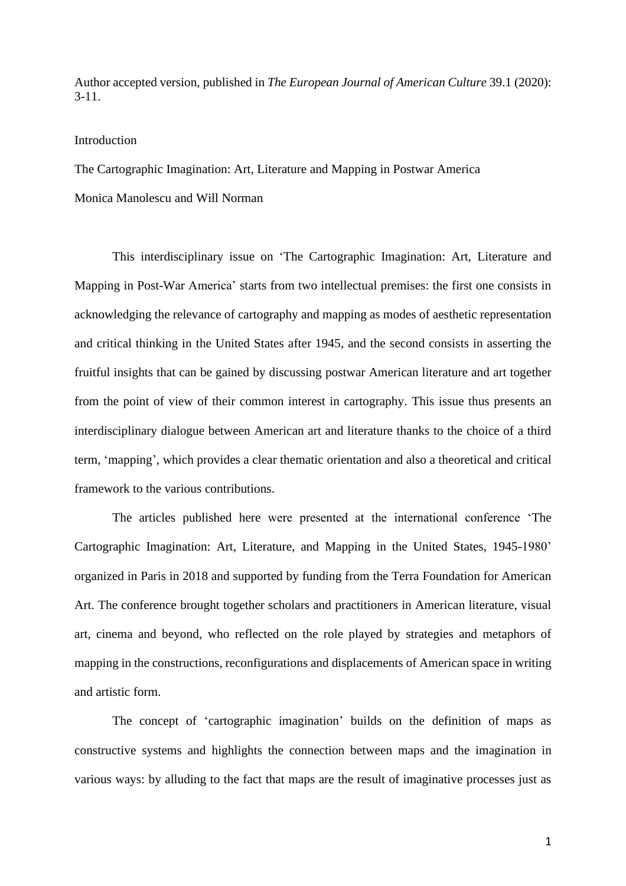Author accepted version, published in *The European Journal of American Culture* 39.1 (2020): 3-11.

Introduction

The Cartographic Imagination: Art, Literature and Mapping in Postwar America

Monica Manolescu and Will Norman

This interdisciplinary issue on 'The Cartographic Imagination: Art, Literature and Mapping in Post-War America' starts from two intellectual premises: the first one consists in acknowledging the relevance of cartography and mapping as modes of aesthetic representation and critical thinking in the United States after 1945, and the second consists in asserting the fruitful insights that can be gained by discussing postwar American literature and art together from the point of view of their common interest in cartography. This issue thus presents an interdisciplinary dialogue between American art and literature thanks to the choice of a third term, 'mapping', which provides a clear thematic orientation and also a theoretical and critical framework to the various contributions.

The articles published here were presented at the international conference 'The Cartographic Imagination: Art, Literature, and Mapping in the United States, 1945-1980' organized in Paris in 2018 and supported by funding from the Terra Foundation for American Art. The conference brought together scholars and practitioners in American literature, visual art, cinema and beyond, who reflected on the role played by strategies and metaphors of mapping in the constructions, reconfigurations and displacements of American space in writing and artistic form.

The concept of 'cartographic imagination' builds on the definition of maps as constructive systems and highlights the connection between maps and the imagination in various ways: by alluding to the fact that maps are the result of imaginative processes just as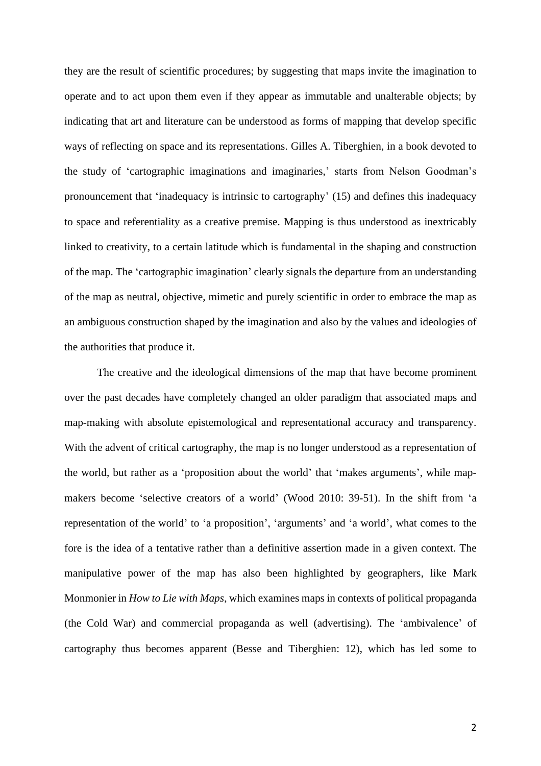they are the result of scientific procedures; by suggesting that maps invite the imagination to operate and to act upon them even if they appear as immutable and unalterable objects; by indicating that art and literature can be understood as forms of mapping that develop specific ways of reflecting on space and its representations. Gilles A. Tiberghien, in a book devoted to the study of 'cartographic imaginations and imaginaries,' starts from Nelson Goodman's pronouncement that 'inadequacy is intrinsic to cartography' (15) and defines this inadequacy to space and referentiality as a creative premise. Mapping is thus understood as inextricably linked to creativity, to a certain latitude which is fundamental in the shaping and construction of the map. The 'cartographic imagination' clearly signals the departure from an understanding of the map as neutral, objective, mimetic and purely scientific in order to embrace the map as an ambiguous construction shaped by the imagination and also by the values and ideologies of the authorities that produce it.

The creative and the ideological dimensions of the map that have become prominent over the past decades have completely changed an older paradigm that associated maps and map-making with absolute epistemological and representational accuracy and transparency. With the advent of critical cartography, the map is no longer understood as a representation of the world, but rather as a 'proposition about the world' that 'makes arguments', while map-makers become 'selective creators of a world' (Wood 2010: 39-51). In the shift from 'a representation of the world' to 'a proposition', 'arguments' and 'a world', what comes to the fore is the idea of a tentative rather than a definitive assertion made in a given context. The manipulative power of the map has also been highlighted by geographers, like Mark Monmonier in *How to Lie with Maps*, which examines maps in contexts of political propaganda (the Cold War) and commercial propaganda as well (advertising). The 'ambivalence' of cartography thus becomes apparent (Besse and Tiberghien: 12), which has led some to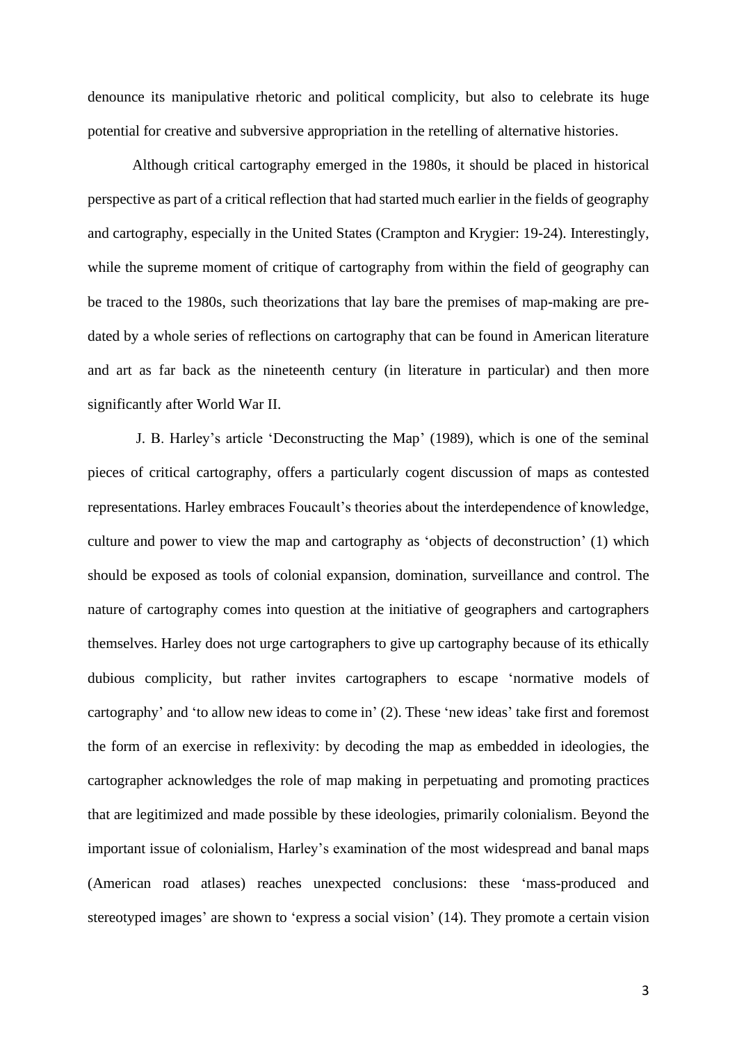denounce its manipulative rhetoric and political complicity, but also to celebrate its huge potential for creative and subversive appropriation in the retelling of alternative histories.

Although critical cartography emerged in the 1980s, it should be placed in historical perspective as part of a critical reflection that had started much earlier in the fields of geography and cartography, especially in the United States (Crampton and Krygier: 19-24). Interestingly, while the supreme moment of critique of cartography from within the field of geography can be traced to the 1980s, such theorizations that lay bare the premises of map-making are pre-dated by a whole series of reflections on cartography that can be found in American literature and art as far back as the nineteenth century (in literature in particular) and then more significantly after World War II.

J. B. Harley's article 'Deconstructing the Map' (1989), which is one of the seminal pieces of critical cartography, offers a particularly cogent discussion of maps as contested representations. Harley embraces Foucault's theories about the interdependence of knowledge, culture and power to view the map and cartography as 'objects of deconstruction' (1) which should be exposed as tools of colonial expansion, domination, surveillance and control. The nature of cartography comes into question at the initiative of geographers and cartographers themselves. Harley does not urge cartographers to give up cartography because of its ethically dubious complicity, but rather invites cartographers to escape 'normative models of cartography' and 'to allow new ideas to come in' (2). These 'new ideas' take first and foremost the form of an exercise in reflexivity: by decoding the map as embedded in ideologies, the cartographer acknowledges the role of map making in perpetuating and promoting practices that are legitimized and made possible by these ideologies, primarily colonialism. Beyond the important issue of colonialism, Harley's examination of the most widespread and banal maps (American road atlases) reaches unexpected conclusions: these 'mass-produced and stereotyped images' are shown to 'express a social vision' (14). They promote a certain vision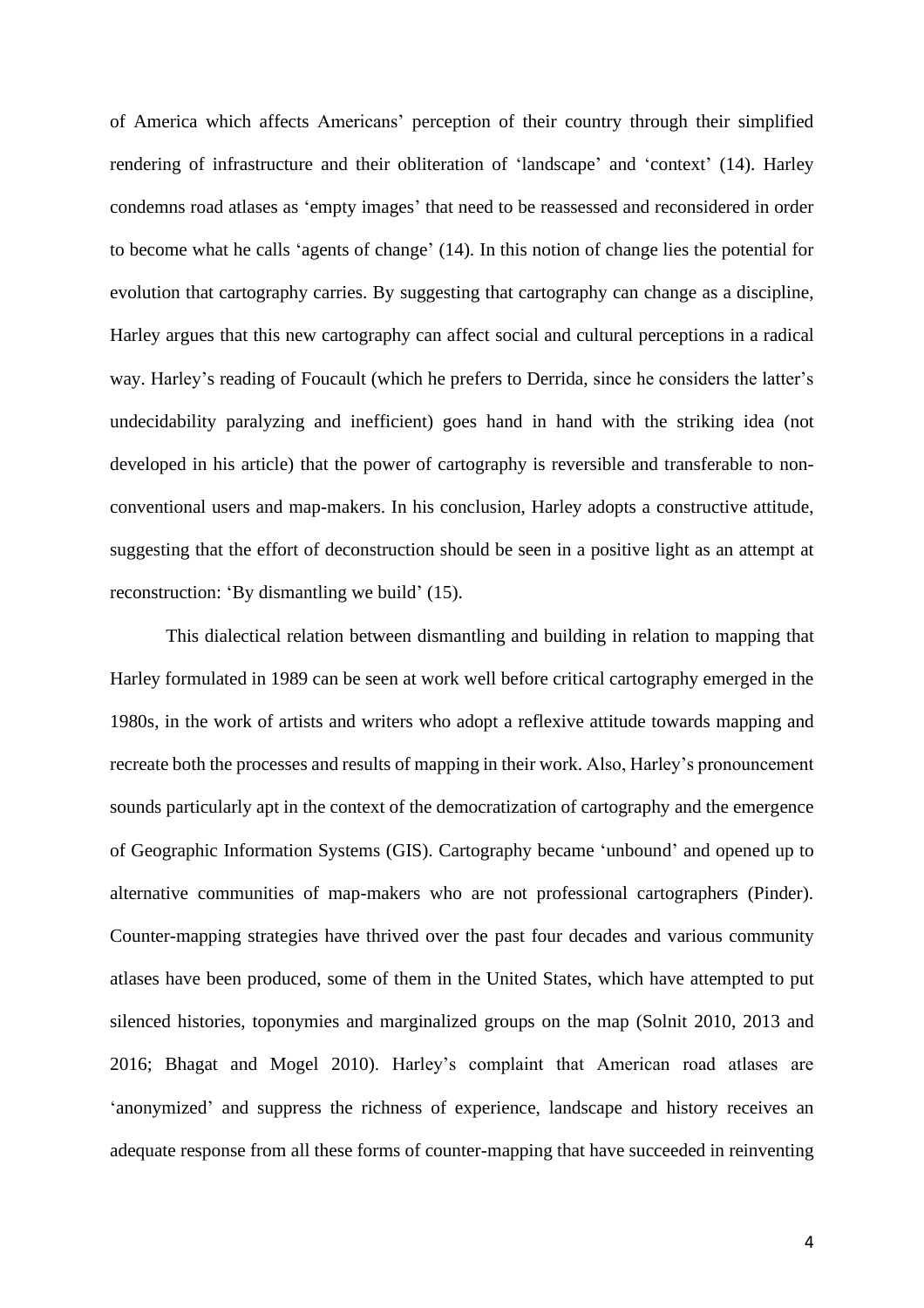of America which affects Americans' perception of their country through their simplified rendering of infrastructure and their obliteration of 'landscape' and 'context' (14). Harley condemns road atlases as 'empty images' that need to be reassessed and reconsidered in order to become what he calls 'agents of change' (14). In this notion of change lies the potential for evolution that cartography carries. By suggesting that cartography can change as a discipline, Harley argues that this new cartography can affect social and cultural perceptions in a radical way. Harley's reading of Foucault (which he prefers to Derrida, since he considers the latter's undecidability paralyzing and inefficient) goes hand in hand with the striking idea (not developed in his article) that the power of cartography is reversible and transferable to non-conventional users and map-makers. In his conclusion, Harley adopts a constructive attitude, suggesting that the effort of deconstruction should be seen in a positive light as an attempt at reconstruction: 'By dismantling we build' (15).

This dialectical relation between dismantling and building in relation to mapping that Harley formulated in 1989 can be seen at work well before critical cartography emerged in the 1980s, in the work of artists and writers who adopt a reflexive attitude towards mapping and recreate both the processes and results of mapping in their work. Also, Harley's pronouncement sounds particularly apt in the context of the democratization of cartography and the emergence of Geographic Information Systems (GIS). Cartography became 'unbound' and opened up to alternative communities of map-makers who are not professional cartographers (Pinder). Counter-mapping strategies have thrived over the past four decades and various community atlases have been produced, some of them in the United States, which have attempted to put silenced histories, toponymies and marginalized groups on the map (Solnit 2010, 2013 and 2016; Bhagat and Mogel 2010). Harley's complaint that American road atlases are 'anonymized' and suppress the richness of experience, landscape and history receives an adequate response from all these forms of counter-mapping that have succeeded in reinventing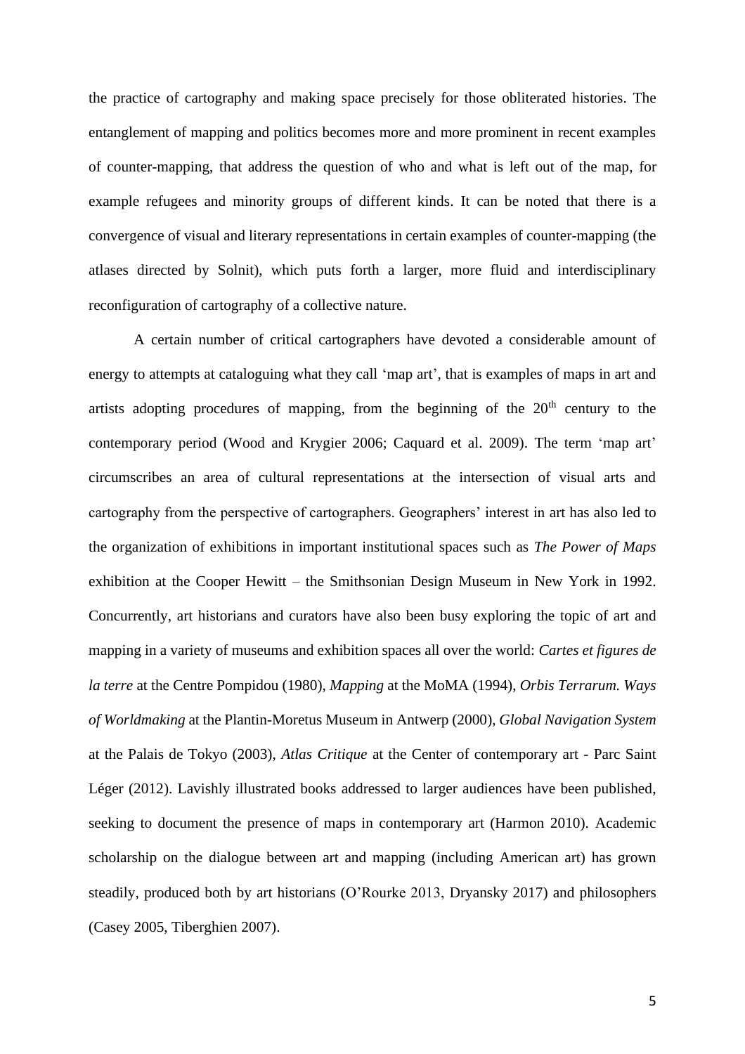the practice of cartography and making space precisely for those obliterated histories. The entanglement of mapping and politics becomes more and more prominent in recent examples of counter-mapping, that address the question of who and what is left out of the map, for example refugees and minority groups of different kinds. It can be noted that there is a convergence of visual and literary representations in certain examples of counter-mapping (the atlases directed by Solnit), which puts forth a larger, more fluid and interdisciplinary reconfiguration of cartography of a collective nature.

A certain number of critical cartographers have devoted a considerable amount of energy to attempts at cataloguing what they call 'map art', that is examples of maps in art and artists adopting procedures of mapping, from the beginning of the 20th century to the contemporary period (Wood and Krygier 2006; Caquard et al. 2009). The term 'map art' circumscribes an area of cultural representations at the intersection of visual arts and cartography from the perspective of cartographers. Geographers' interest in art has also led to the organization of exhibitions in important institutional spaces such as *The Power of Maps* exhibition at the Cooper Hewitt – the Smithsonian Design Museum in New York in 1992. Concurrently, art historians and curators have also been busy exploring the topic of art and mapping in a variety of museums and exhibition spaces all over the world: *Cartes et figures de la terre* at the Centre Pompidou (1980), *Mapping* at the MoMA (1994), *Orbis Terrarum. Ways of Worldmaking* at the Plantin-Moretus Museum in Antwerp (2000), *Global Navigation System* at the Palais de Tokyo (2003), *Atlas Critique* at the Center of contemporary art - Parc Saint Léger (2012). Lavishly illustrated books addressed to larger audiences have been published, seeking to document the presence of maps in contemporary art (Harmon 2010). Academic scholarship on the dialogue between art and mapping (including American art) has grown steadily, produced both by art historians (O'Rourke 2013, Dryansky 2017) and philosophers (Casey 2005, Tiberghien 2007).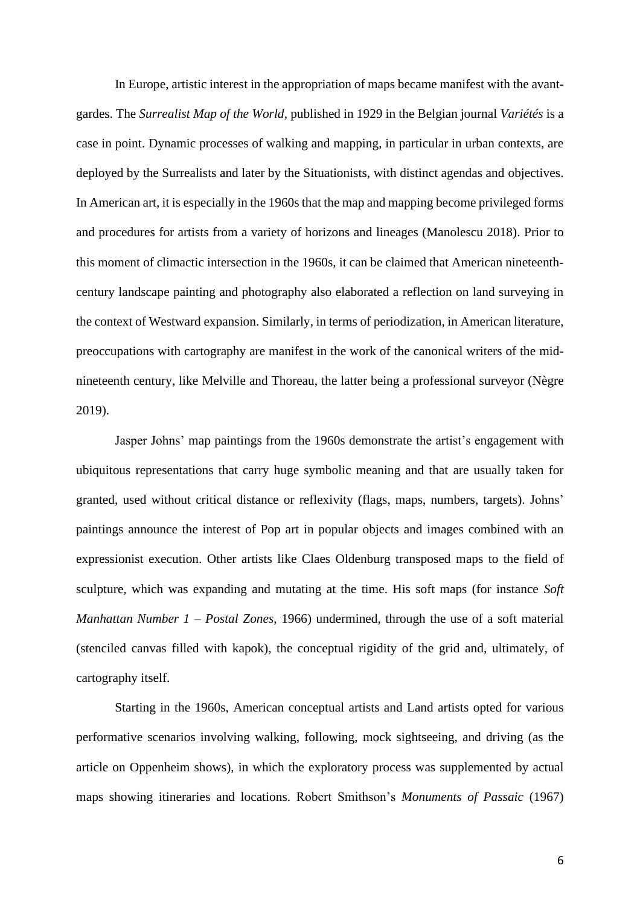In Europe, artistic interest in the appropriation of maps became manifest with the avant-gardes. The *Surrealist Map of the World*, published in 1929 in the Belgian journal *Variétés* is a case in point. Dynamic processes of walking and mapping, in particular in urban contexts, are deployed by the Surrealists and later by the Situationists, with distinct agendas and objectives. In American art, it is especially in the 1960s that the map and mapping become privileged forms and procedures for artists from a variety of horizons and lineages (Manolescu 2018). Prior to this moment of climactic intersection in the 1960s, it can be claimed that American nineteenth-century landscape painting and photography also elaborated a reflection on land surveying in the context of Westward expansion. Similarly, in terms of periodization, in American literature, preoccupations with cartography are manifest in the work of the canonical writers of the mid-nineteenth century, like Melville and Thoreau, the latter being a professional surveyor (Nègre 2019).

Jasper Johns' map paintings from the 1960s demonstrate the artist's engagement with ubiquitous representations that carry huge symbolic meaning and that are usually taken for granted, used without critical distance or reflexivity (flags, maps, numbers, targets). Johns' paintings announce the interest of Pop art in popular objects and images combined with an expressionist execution. Other artists like Claes Oldenburg transposed maps to the field of sculpture, which was expanding and mutating at the time. His soft maps (for instance *Soft Manhattan Number 1 – Postal Zones*, 1966) undermined, through the use of a soft material (stenciled canvas filled with kapok), the conceptual rigidity of the grid and, ultimately, of cartography itself.

Starting in the 1960s, American conceptual artists and Land artists opted for various performative scenarios involving walking, following, mock sightseeing, and driving (as the article on Oppenheim shows), in which the exploratory process was supplemented by actual maps showing itineraries and locations. Robert Smithson's *Monuments of Passaic* (1967)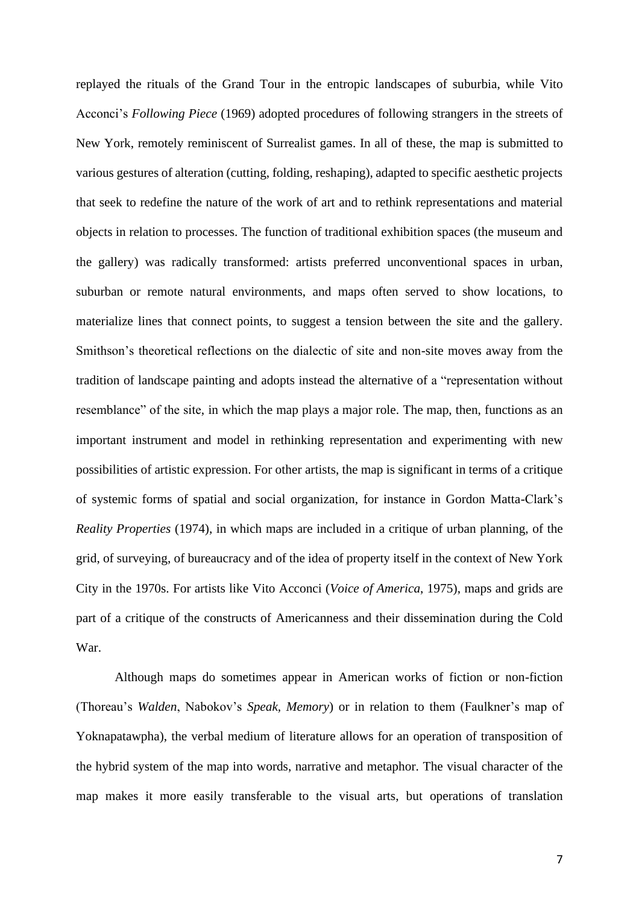replayed the rituals of the Grand Tour in the entropic landscapes of suburbia, while Vito Acconci's *Following Piece* (1969) adopted procedures of following strangers in the streets of New York, remotely reminiscent of Surrealist games. In all of these, the map is submitted to various gestures of alteration (cutting, folding, reshaping), adapted to specific aesthetic projects that seek to redefine the nature of the work of art and to rethink representations and material objects in relation to processes. The function of traditional exhibition spaces (the museum and the gallery) was radically transformed: artists preferred unconventional spaces in urban, suburban or remote natural environments, and maps often served to show locations, to materialize lines that connect points, to suggest a tension between the site and the gallery. Smithson's theoretical reflections on the dialectic of site and non-site moves away from the tradition of landscape painting and adopts instead the alternative of a "representation without resemblance" of the site, in which the map plays a major role. The map, then, functions as an important instrument and model in rethinking representation and experimenting with new possibilities of artistic expression. For other artists, the map is significant in terms of a critique of systemic forms of spatial and social organization, for instance in Gordon Matta-Clark's *Reality Properties* (1974), in which maps are included in a critique of urban planning, of the grid, of surveying, of bureaucracy and of the idea of property itself in the context of New York City in the 1970s. For artists like Vito Acconci (*Voice of America*, 1975), maps and grids are part of a critique of the constructs of Americanness and their dissemination during the Cold War.

Although maps do sometimes appear in American works of fiction or non-fiction (Thoreau's *Walden*, Nabokov's *Speak, Memory*) or in relation to them (Faulkner's map of Yoknapatawpha), the verbal medium of literature allows for an operation of transposition of the hybrid system of the map into words, narrative and metaphor. The visual character of the map makes it more easily transferable to the visual arts, but operations of translation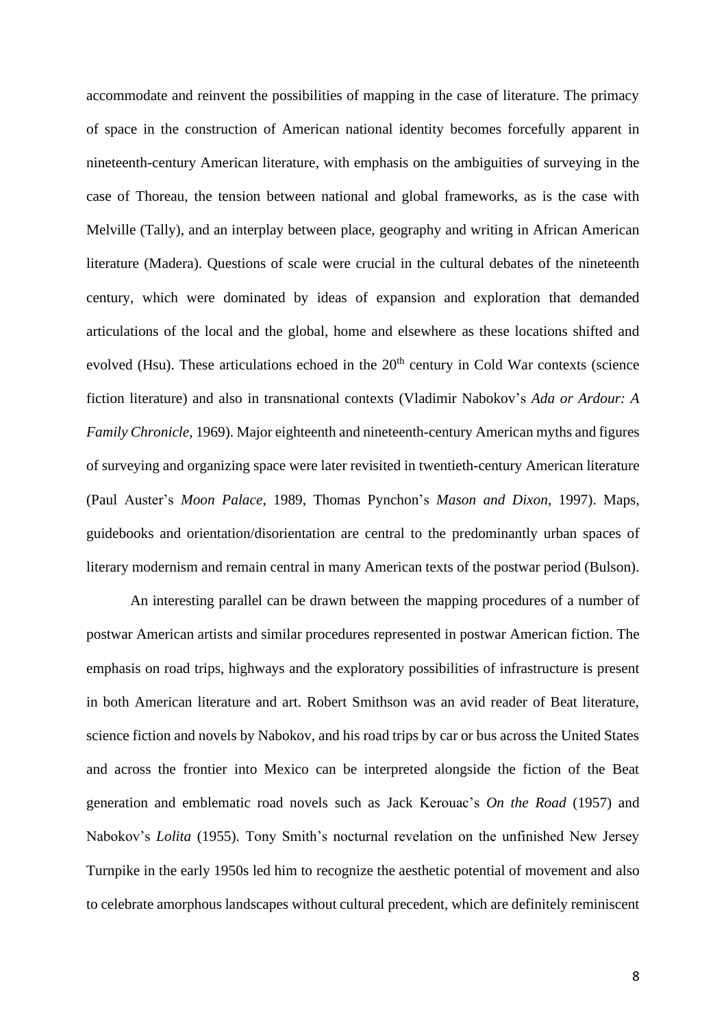accommodate and reinvent the possibilities of mapping in the case of literature. The primacy of space in the construction of American national identity becomes forcefully apparent in nineteenth-century American literature, with emphasis on the ambiguities of surveying in the case of Thoreau, the tension between national and global frameworks, as is the case with Melville (Tally), and an interplay between place, geography and writing in African American literature (Madera). Questions of scale were crucial in the cultural debates of the nineteenth century, which were dominated by ideas of expansion and exploration that demanded articulations of the local and the global, home and elsewhere as these locations shifted and evolved (Hsu). These articulations echoed in the 20th century in Cold War contexts (science fiction literature) and also in transnational contexts (Vladimir Nabokov's *Ada or Ardour: A Family Chronicle*, 1969). Major eighteenth and nineteenth-century American myths and figures of surveying and organizing space were later revisited in twentieth-century American literature (Paul Auster's *Moon Palace*, 1989, Thomas Pynchon's *Mason and Dixon*, 1997). Maps, guidebooks and orientation/disorientation are central to the predominantly urban spaces of literary modernism and remain central in many American texts of the postwar period (Bulson).

An interesting parallel can be drawn between the mapping procedures of a number of postwar American artists and similar procedures represented in postwar American fiction. The emphasis on road trips, highways and the exploratory possibilities of infrastructure is present in both American literature and art. Robert Smithson was an avid reader of Beat literature, science fiction and novels by Nabokov, and his road trips by car or bus across the United States and across the frontier into Mexico can be interpreted alongside the fiction of the Beat generation and emblematic road novels such as Jack Kerouac's *On the Road* (1957) and Nabokov's *Lolita* (1955). Tony Smith's nocturnal revelation on the unfinished New Jersey Turnpike in the early 1950s led him to recognize the aesthetic potential of movement and also to celebrate amorphous landscapes without cultural precedent, which are definitely reminiscent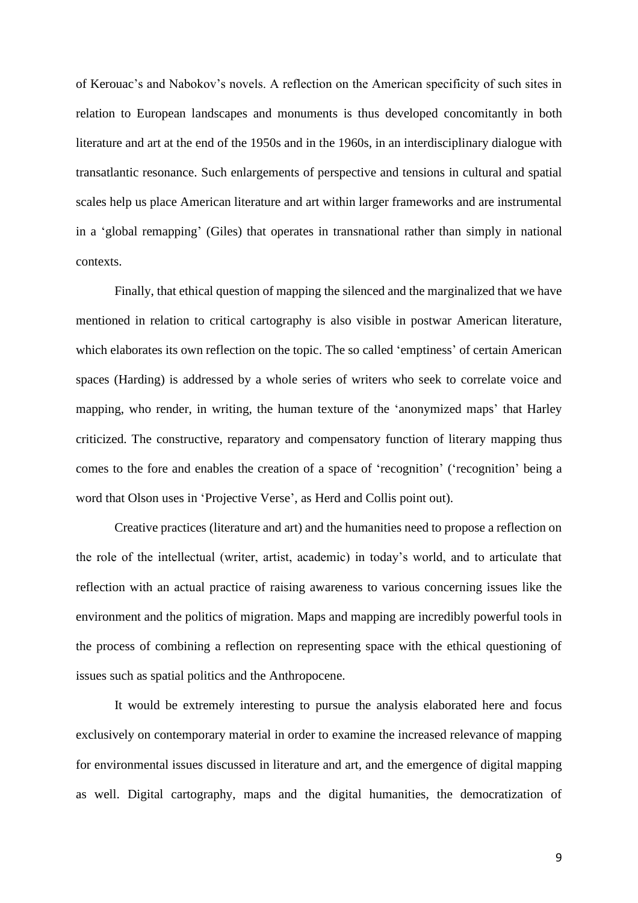of Kerouac's and Nabokov's novels. A reflection on the American specificity of such sites in relation to European landscapes and monuments is thus developed concomitantly in both literature and art at the end of the 1950s and in the 1960s, in an interdisciplinary dialogue with transatlantic resonance. Such enlargements of perspective and tensions in cultural and spatial scales help us place American literature and art within larger frameworks and are instrumental in a 'global remapping' (Giles) that operates in transnational rather than simply in national contexts.

Finally, that ethical question of mapping the silenced and the marginalized that we have mentioned in relation to critical cartography is also visible in postwar American literature, which elaborates its own reflection on the topic. The so called 'emptiness' of certain American spaces (Harding) is addressed by a whole series of writers who seek to correlate voice and mapping, who render, in writing, the human texture of the 'anonymized maps' that Harley criticized. The constructive, reparatory and compensatory function of literary mapping thus comes to the fore and enables the creation of a space of 'recognition' ('recognition' being a word that Olson uses in 'Projective Verse', as Herd and Collis point out).

Creative practices (literature and art) and the humanities need to propose a reflection on the role of the intellectual (writer, artist, academic) in today's world, and to articulate that reflection with an actual practice of raising awareness to various concerning issues like the environment and the politics of migration. Maps and mapping are incredibly powerful tools in the process of combining a reflection on representing space with the ethical questioning of issues such as spatial politics and the Anthropocene.

It would be extremely interesting to pursue the analysis elaborated here and focus exclusively on contemporary material in order to examine the increased relevance of mapping for environmental issues discussed in literature and art, and the emergence of digital mapping as well. Digital cartography, maps and the digital humanities, the democratization of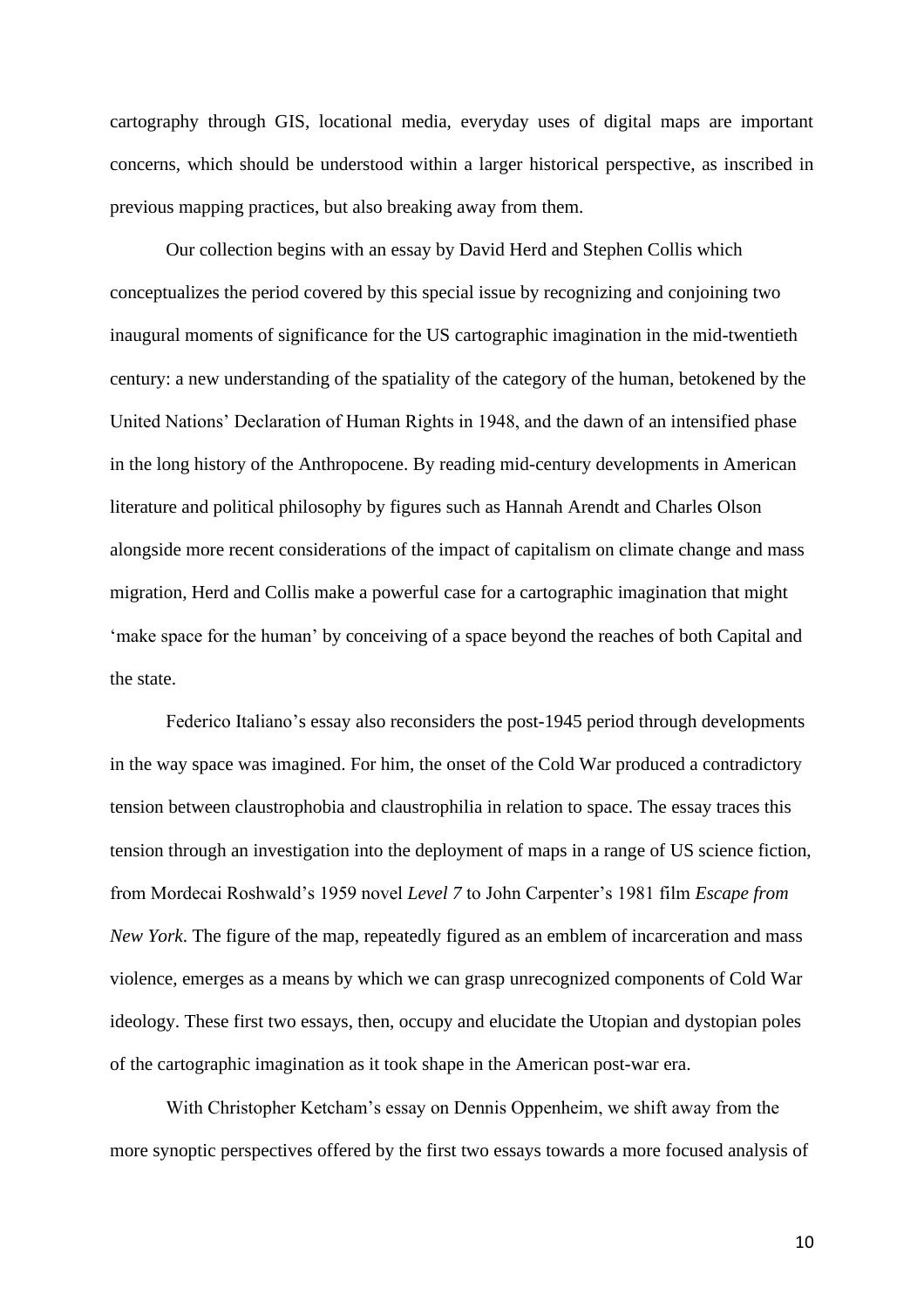cartography through GIS, locational media, everyday uses of digital maps are important concerns, which should be understood within a larger historical perspective, as inscribed in previous mapping practices, but also breaking away from them.

Our collection begins with an essay by David Herd and Stephen Collis which conceptualizes the period covered by this special issue by recognizing and conjoining two inaugural moments of significance for the US cartographic imagination in the mid-twentieth century: a new understanding of the spatiality of the category of the human, betokened by the United Nations' Declaration of Human Rights in 1948, and the dawn of an intensified phase in the long history of the Anthropocene. By reading mid-century developments in American literature and political philosophy by figures such as Hannah Arendt and Charles Olson alongside more recent considerations of the impact of capitalism on climate change and mass migration, Herd and Collis make a powerful case for a cartographic imagination that might 'make space for the human' by conceiving of a space beyond the reaches of both Capital and the state.

Federico Italiano's essay also reconsiders the post-1945 period through developments in the way space was imagined. For him, the onset of the Cold War produced a contradictory tension between claustrophobia and claustrophilia in relation to space. The essay traces this tension through an investigation into the deployment of maps in a range of US science fiction, from Mordecai Roshwald's 1959 novel *Level 7* to John Carpenter's 1981 film *Escape from New York*. The figure of the map, repeatedly figured as an emblem of incarceration and mass violence, emerges as a means by which we can grasp unrecognized components of Cold War ideology. These first two essays, then, occupy and elucidate the Utopian and dystopian poles of the cartographic imagination as it took shape in the American post-war era.

With Christopher Ketcham's essay on Dennis Oppenheim, we shift away from the more synoptic perspectives offered by the first two essays towards a more focused analysis of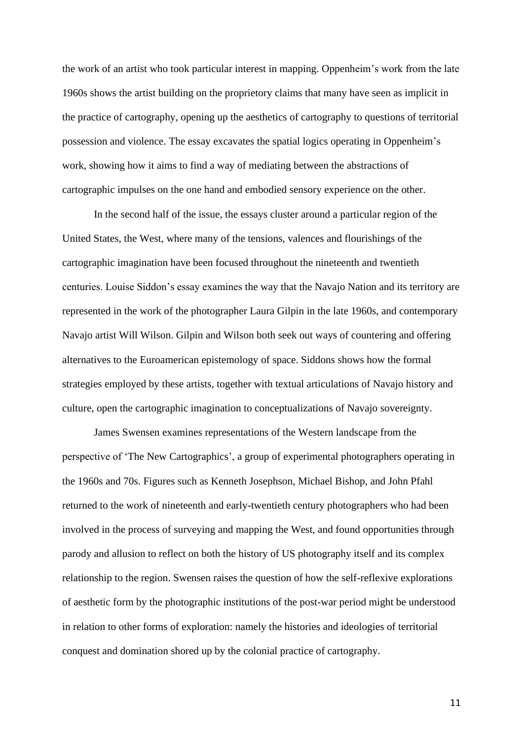the work of an artist who took particular interest in mapping. Oppenheim's work from the late 1960s shows the artist building on the proprietory claims that many have seen as implicit in the practice of cartography, opening up the aesthetics of cartography to questions of territorial possession and violence. The essay excavates the spatial logics operating in Oppenheim's work, showing how it aims to find a way of mediating between the abstractions of cartographic impulses on the one hand and embodied sensory experience on the other.

In the second half of the issue, the essays cluster around a particular region of the United States, the West, where many of the tensions, valences and flourishings of the cartographic imagination have been focused throughout the nineteenth and twentieth centuries. Louise Siddon's essay examines the way that the Navajo Nation and its territory are represented in the work of the photographer Laura Gilpin in the late 1960s, and contemporary Navajo artist Will Wilson. Gilpin and Wilson both seek out ways of countering and offering alternatives to the Euroamerican epistemology of space. Siddons shows how the formal strategies employed by these artists, together with textual articulations of Navajo history and culture, open the cartographic imagination to conceptualizations of Navajo sovereignty.

James Swensen examines representations of the Western landscape from the perspective of 'The New Cartographics', a group of experimental photographers operating in the 1960s and 70s. Figures such as Kenneth Josephson, Michael Bishop, and John Pfahl returned to the work of nineteenth and early-twentieth century photographers who had been involved in the process of surveying and mapping the West, and found opportunities through parody and allusion to reflect on both the history of US photography itself and its complex relationship to the region. Swensen raises the question of how the self-reflexive explorations of aesthetic form by the photographic institutions of the post-war period might be understood in relation to other forms of exploration: namely the histories and ideologies of territorial conquest and domination shored up by the colonial practice of cartography.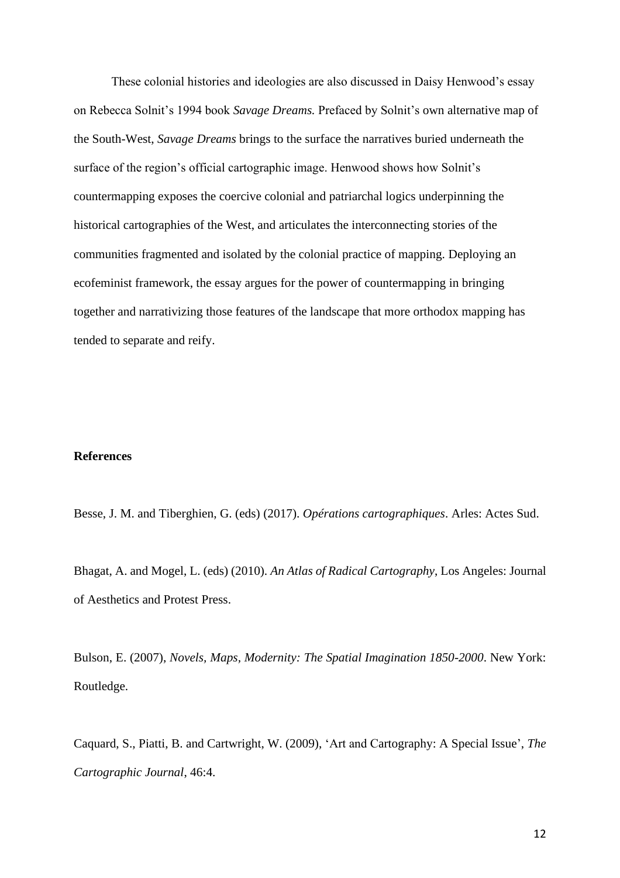These colonial histories and ideologies are also discussed in Daisy Henwood's essay on Rebecca Solnit's 1994 book *Savage Dreams.* Prefaced by Solnit's own alternative map of the South-West, *Savage Dreams* brings to the surface the narratives buried underneath the surface of the region's official cartographic image. Henwood shows how Solnit's countermapping exposes the coercive colonial and patriarchal logics underpinning the historical cartographies of the West, and articulates the interconnecting stories of the communities fragmented and isolated by the colonial practice of mapping. Deploying an ecofeminist framework, the essay argues for the power of countermapping in bringing together and narrativizing those features of the landscape that more orthodox mapping has tended to separate and reify.

**References**

Besse, J. M. and Tiberghien, G. (eds) (2017). *Opérations cartographiques*. Arles: Actes Sud.

Bhagat, A. and Mogel, L. (eds) (2010). *An Atlas of Radical Cartography*, Los Angeles: Journal of Aesthetics and Protest Press.

Bulson, E. (2007), *Novels, Maps, Modernity: The Spatial Imagination 1850-2000*. New York: Routledge.

Caquard, S., Piatti, B. and Cartwright, W. (2009), 'Art and Cartography: A Special Issue', *The Cartographic Journal*, 46:4.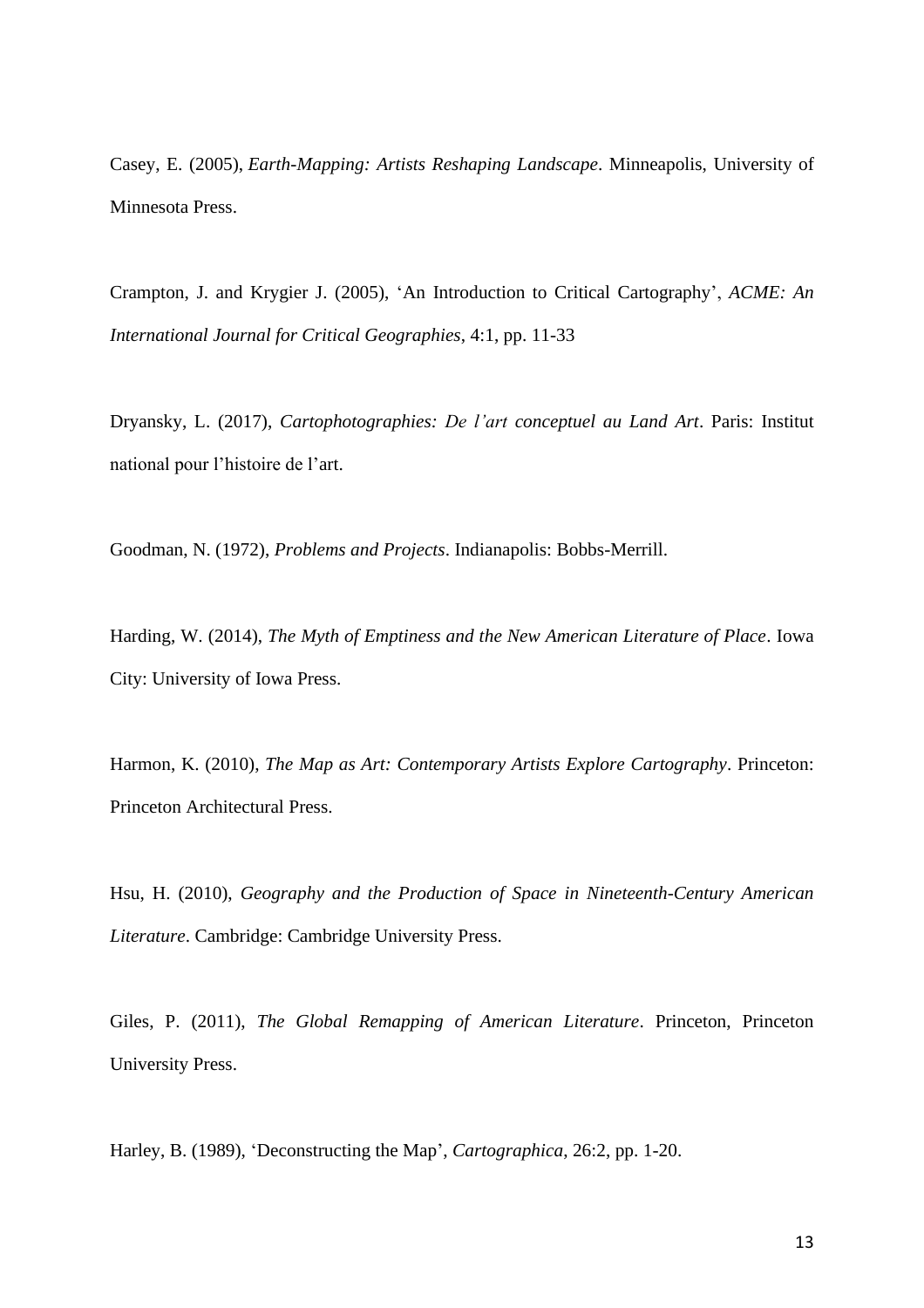Casey, E. (2005), *Earth-Mapping: Artists Reshaping Landscape*. Minneapolis, University of Minnesota Press.

Crampton, J. and Krygier J. (2005), 'An Introduction to Critical Cartography', *ACME: An International Journal for Critical Geographies*, 4:1, pp. 11-33

Dryansky, L. (2017), *Cartophotographies: De l'art conceptuel au Land Art*. Paris: Institut national pour l'histoire de l'art.

Goodman, N. (1972), *Problems and Projects*. Indianapolis: Bobbs-Merrill.

Harding, W. (2014), *The Myth of Emptiness and the New American Literature of Place*. Iowa City: University of Iowa Press.

Harmon, K. (2010), *The Map as Art: Contemporary Artists Explore Cartography*. Princeton: Princeton Architectural Press.

Hsu, H. (2010), *Geography and the Production of Space in Nineteenth-Century American Literature*. Cambridge: Cambridge University Press.

Giles, P. (2011), *The Global Remapping of American Literature*. Princeton, Princeton University Press.

Harley, B. (1989), 'Deconstructing the Map', *Cartographica*, 26:2, pp. 1-20.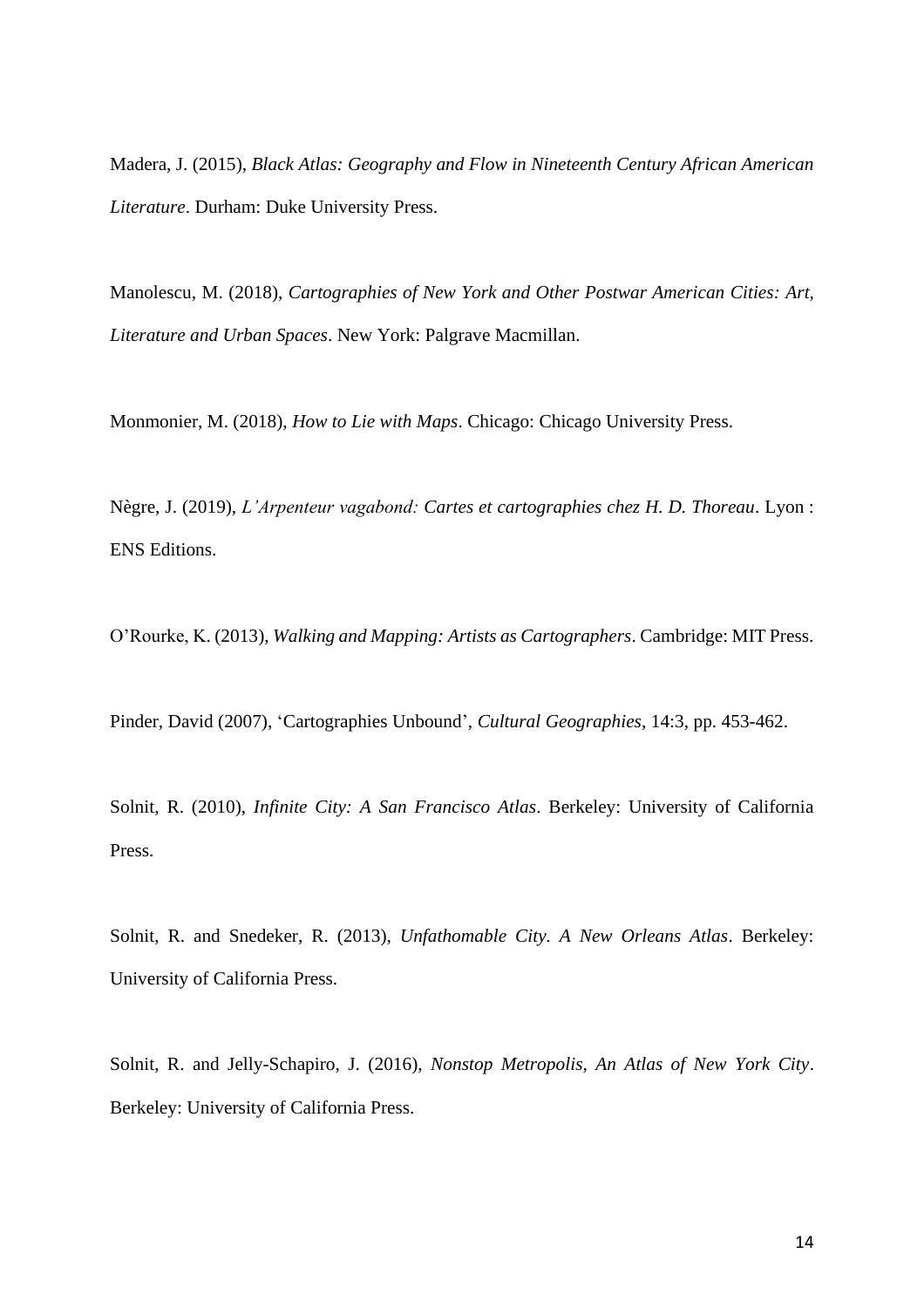Madera, J. (2015), *Black Atlas: Geography and Flow in Nineteenth Century African American Literature*. Durham: Duke University Press.

Manolescu, M. (2018), *Cartographies of New York and Other Postwar American Cities: Art, Literature and Urban Spaces*. New York: Palgrave Macmillan.

Monmonier, M. (2018), *How to Lie with Maps*. Chicago: Chicago University Press.

Nègre, J. (2019), *L'Arpenteur vagabond: Cartes et cartographies chez H. D. Thoreau*. Lyon : ENS Editions.

O'Rourke, K. (2013), *Walking and Mapping: Artists as Cartographers*. Cambridge: MIT Press.

Pinder, David (2007), 'Cartographies Unbound', *Cultural Geographies*, 14:3, pp. 453-462.

Solnit, R. (2010), *Infinite City: A San Francisco Atlas*. Berkeley: University of California Press.

Solnit, R. and Snedeker, R. (2013), *Unfathomable City. A New Orleans Atlas*. Berkeley: University of California Press.

Solnit, R. and Jelly-Schapiro, J. (2016), *Nonstop Metropolis, An Atlas of New York City*. Berkeley: University of California Press.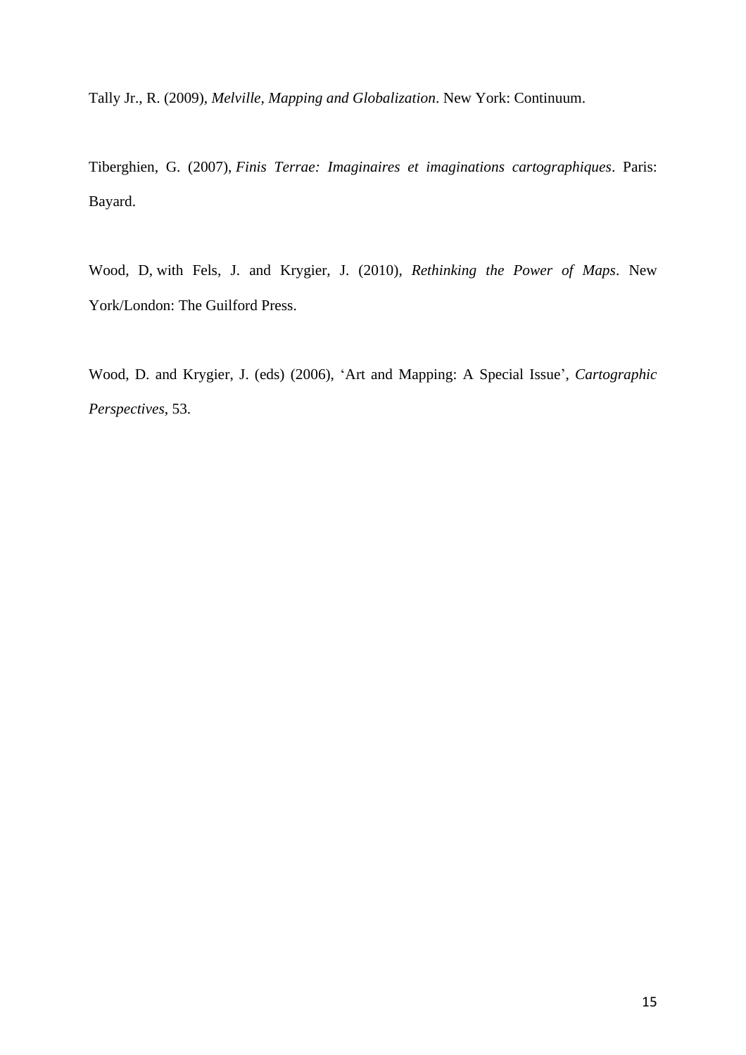Tally Jr., R. (2009), *Melville, Mapping and Globalization*. New York: Continuum.

Tiberghien, G. (2007), *Finis Terrae: Imaginaires et imaginations cartographiques*. Paris: Bayard.

Wood, D, with Fels, J. and Krygier, J. (2010), *Rethinking the Power of Maps*. New York/London: The Guilford Press.

Wood, D. and Krygier, J. (eds) (2006), 'Art and Mapping: A Special Issue', *Cartographic Perspectives*, 53.